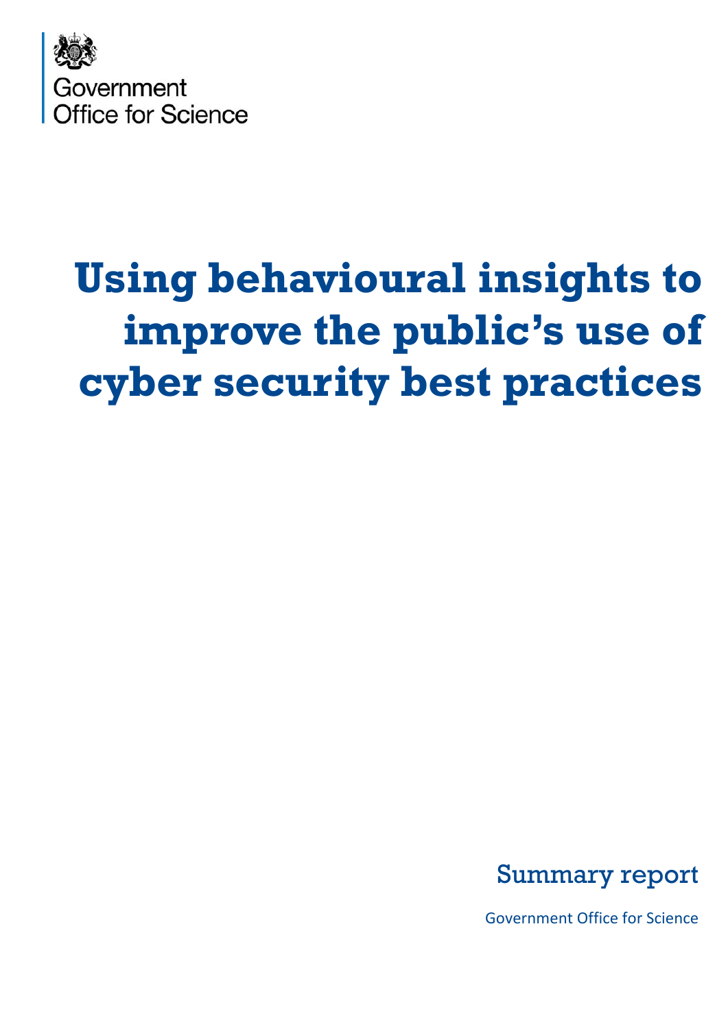Government Office for Science

# Using behavioural insights to improve the public's use of cyber security best practices

Summary report

Government Office for Science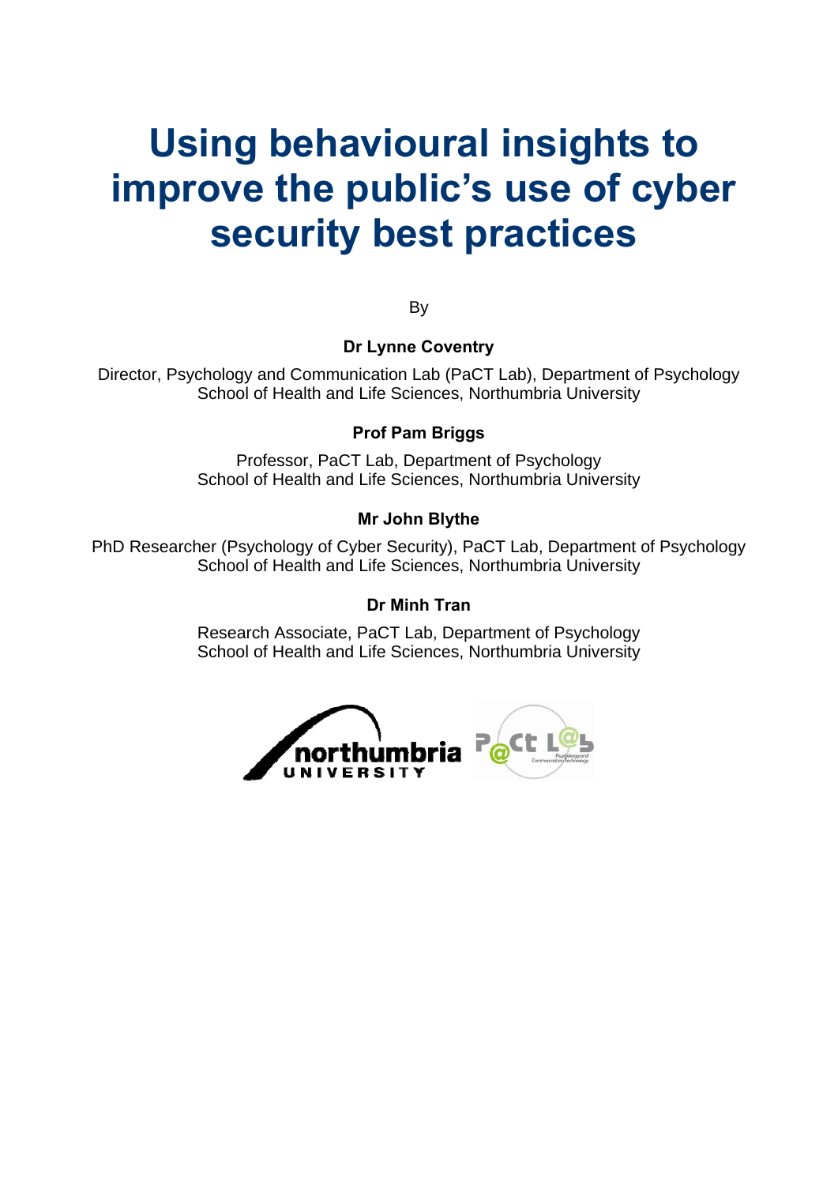# Using behavioural insights to improve the public's use of cyber security best practices

By

**Dr Lynne Coventry**

Director, Psychology and Communication Lab (PaCT Lab), Department of Psychology
School of Health and Life Sciences, Northumbria University

**Prof Pam Briggs**

Professor, PaCT Lab, Department of Psychology
School of Health and Life Sciences, Northumbria University

**Mr John Blythe**

PhD Researcher (Psychology of Cyber Security), PaCT Lab, Department of Psychology
School of Health and Life Sciences, Northumbria University

**Dr Minh Tran**

Research Associate, PaCT Lab, Department of Psychology
School of Health and Life Sciences, Northumbria University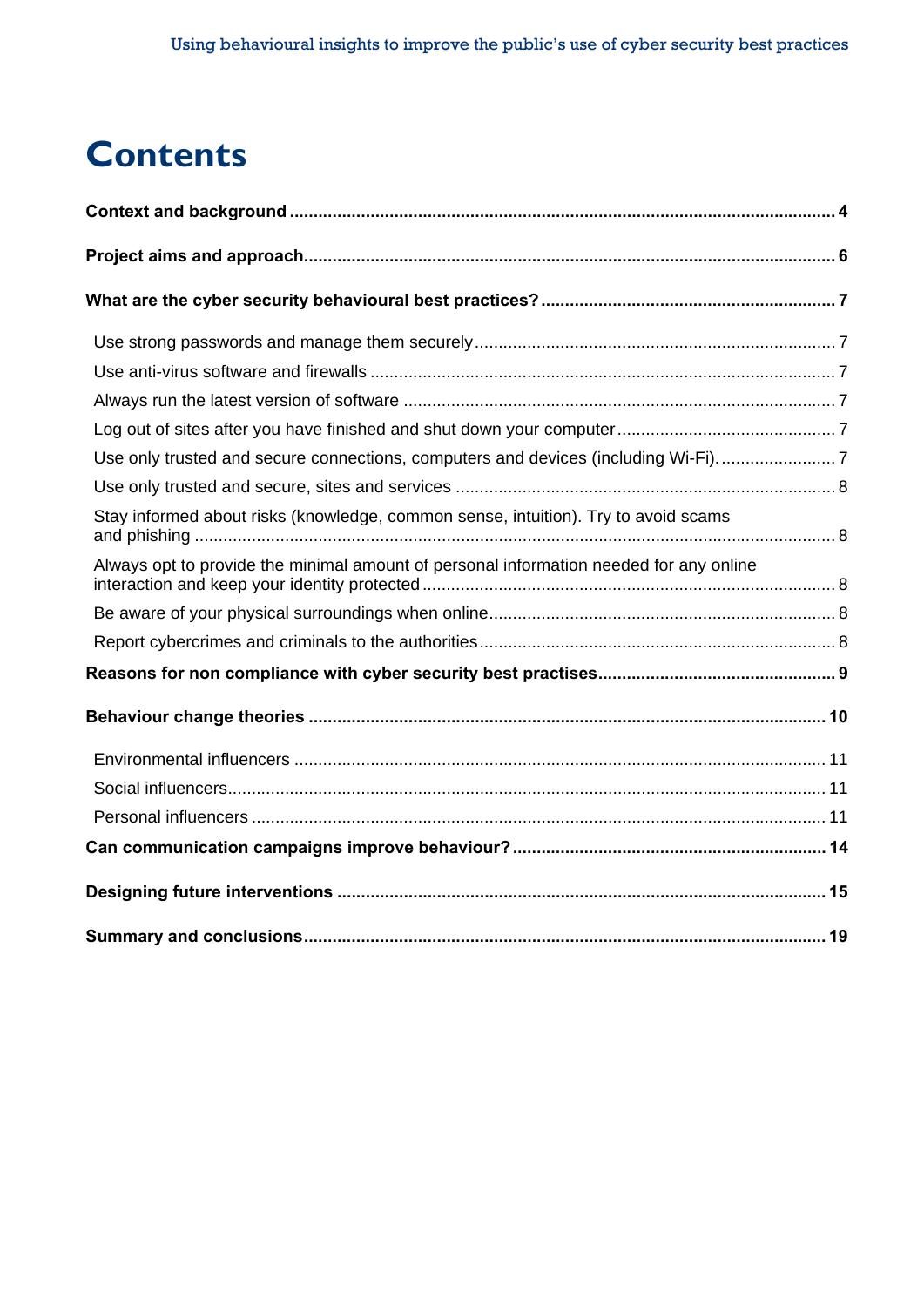# Contents

**Context and background** ........................................................................................................ **4**

**Project aims and approach** ....................................................................................................... **6**

**What are the cyber security behavioural best practices?** ......................................................... **7**

- Use strong passwords and manage them securely ........................................................ 7
- Use anti-virus software and firewalls ............................................................................ 7
- Always run the latest version of software ..................................................................... 7
- Log out of sites after you have finished and shut down your computer ........................... 7
- Use only trusted and secure connections, computers and devices (including Wi-Fi). ........ 7
- Use only trusted and secure, sites and services ............................................................ 8
- Stay informed about risks (knowledge, common sense, intuition). Try to avoid scams and phishing ........................................................................................................................ 8
- Always opt to provide the minimal amount of personal information needed for any online interaction and keep your identity protected .................................................................. 8
- Be aware of your physical surroundings when online ..................................................... 8
- Report cybercrimes and criminals to the authorities ....................................................... 8

**Reasons for non compliance with cyber security best practises** .............................................. **9**

**Behaviour change theories** ....................................................................................................... **10**

- Environmental influencers ............................................................................................ 11
- Social influencers ......................................................................................................... 11
- Personal influencers ..................................................................................................... 11

**Can communication campaigns improve behaviour?** ................................................................ **14**

**Designing future interventions** ................................................................................................. **15**

**Summary and conclusions** ........................................................................................................ **19**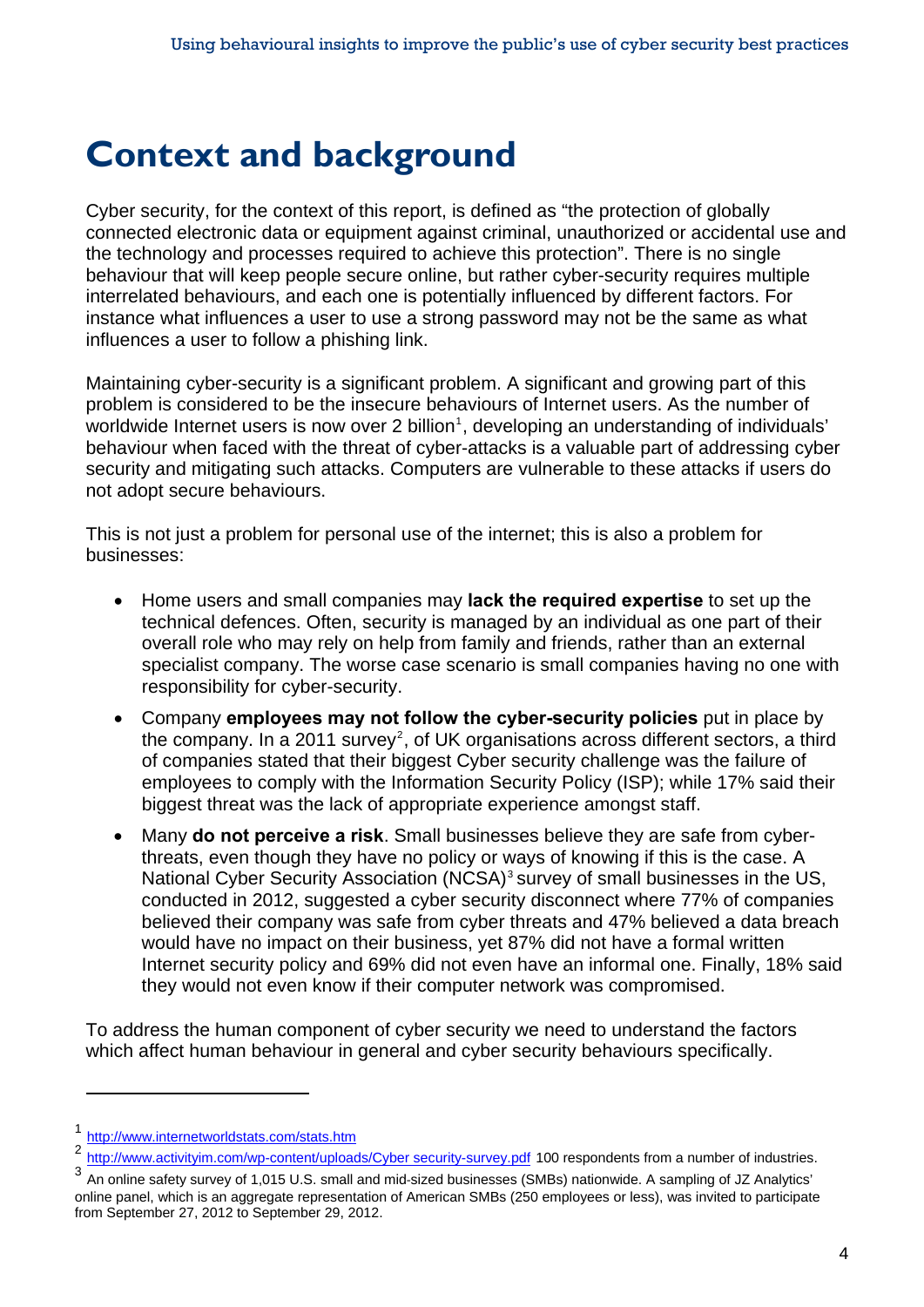# Context and background

Cyber security, for the context of this report, is defined as "the protection of globally connected electronic data or equipment against criminal, unauthorized or accidental use and the technology and processes required to achieve this protection". There is no single behaviour that will keep people secure online, but rather cyber-security requires multiple interrelated behaviours, and each one is potentially influenced by different factors. For instance what influences a user to use a strong password may not be the same as what influences a user to follow a phishing link.

Maintaining cyber-security is a significant problem. A significant and growing part of this problem is considered to be the insecure behaviours of Internet users. As the number of worldwide Internet users is now over 2 billion[1], developing an understanding of individuals' behaviour when faced with the threat of cyber-attacks is a valuable part of addressing cyber security and mitigating such attacks. Computers are vulnerable to these attacks if users do not adopt secure behaviours.

This is not just a problem for personal use of the internet; this is also a problem for businesses:

- Home users and small companies may **lack the required expertise** to set up the technical defences. Often, security is managed by an individual as one part of their overall role who may rely on help from family and friends, rather than an external specialist company. The worse case scenario is small companies having no one with responsibility for cyber-security.
- Company **employees may not follow the cyber-security policies** put in place by the company. In a 2011 survey[2], of UK organisations across different sectors, a third of companies stated that their biggest Cyber security challenge was the failure of employees to comply with the Information Security Policy (ISP); while 17% said their biggest threat was the lack of appropriate experience amongst staff.
- Many **do not perceive a risk**. Small businesses believe they are safe from cyber-threats, even though they have no policy or ways of knowing if this is the case. A National Cyber Security Association (NCSA)[3] survey of small businesses in the US, conducted in 2012, suggested a cyber security disconnect where 77% of companies believed their company was safe from cyber threats and 47% believed a data breach would have no impact on their business, yet 87% did not have a formal written Internet security policy and 69% did not even have an informal one. Finally, 18% said they would not even know if their computer network was compromised.

To address the human component of cyber security we need to understand the factors which affect human behaviour in general and cyber security behaviours specifically.

---

[1] http://www.internetworldstats.com/stats.htm

[2] http://www.activityim.com/wp-content/uploads/Cyber security-survey.pdf 100 respondents from a number of industries.

[3] An online safety survey of 1,015 U.S. small and mid-sized businesses (SMBs) nationwide. A sampling of JZ Analytics' online panel, which is an aggregate representation of American SMBs (250 employees or less), was invited to participate from September 27, 2012 to September 29, 2012.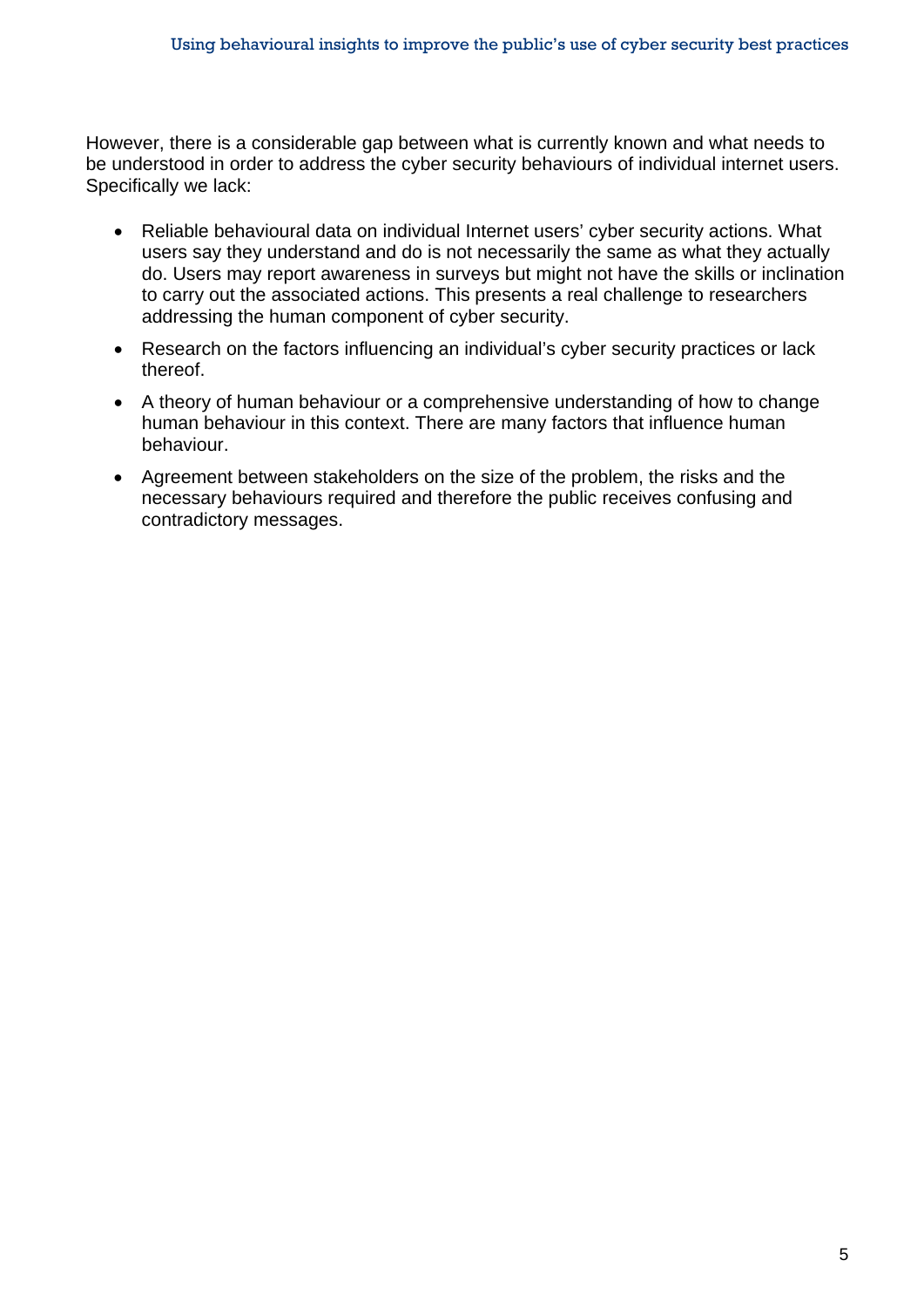However, there is a considerable gap between what is currently known and what needs to be understood in order to address the cyber security behaviours of individual internet users. Specifically we lack:

- Reliable behavioural data on individual Internet users' cyber security actions. What users say they understand and do is not necessarily the same as what they actually do. Users may report awareness in surveys but might not have the skills or inclination to carry out the associated actions. This presents a real challenge to researchers addressing the human component of cyber security.
- Research on the factors influencing an individual's cyber security practices or lack thereof.
- A theory of human behaviour or a comprehensive understanding of how to change human behaviour in this context. There are many factors that influence human behaviour.
- Agreement between stakeholders on the size of the problem, the risks and the necessary behaviours required and therefore the public receives confusing and contradictory messages.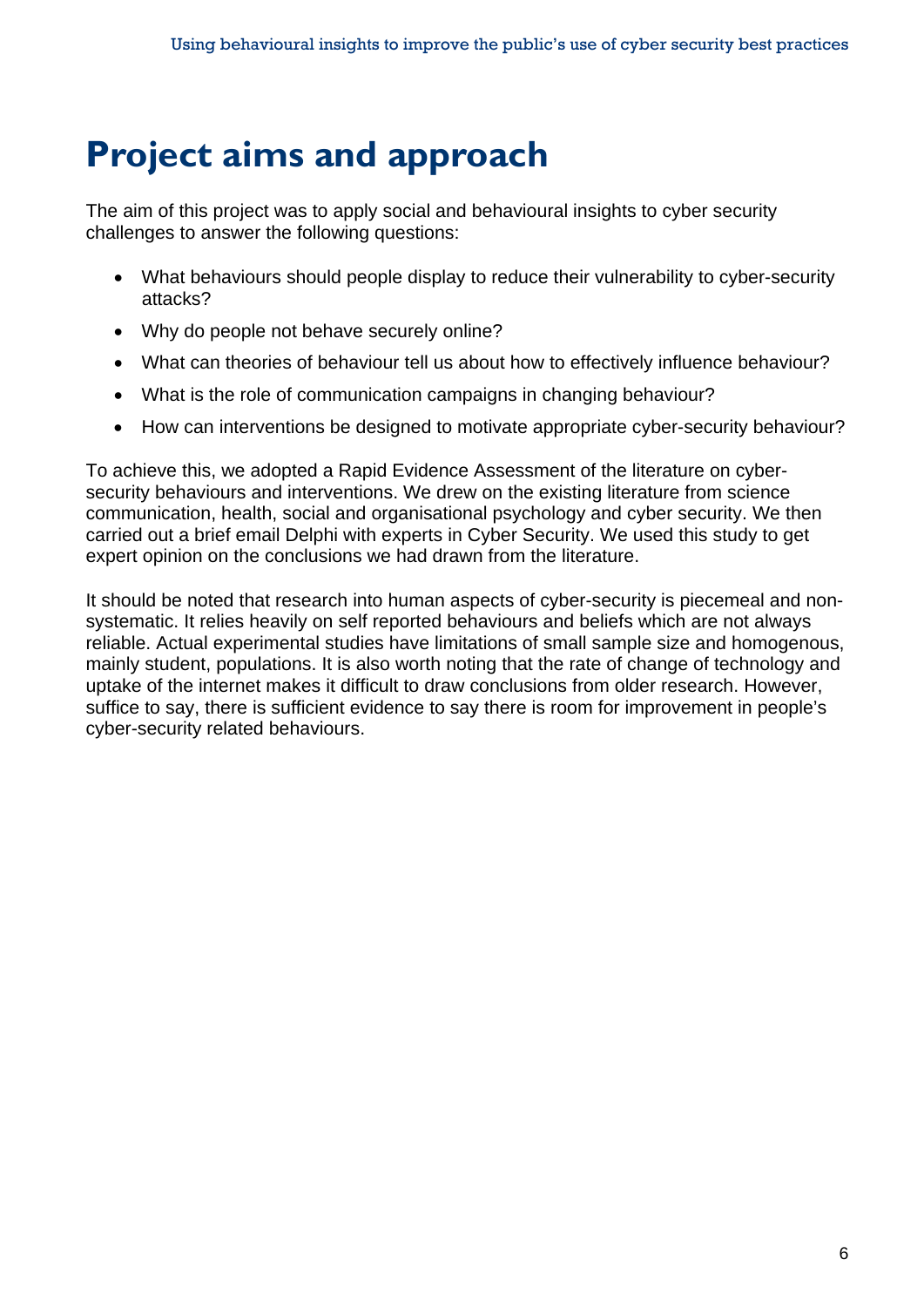# Project aims and approach

The aim of this project was to apply social and behavioural insights to cyber security challenges to answer the following questions:

- What behaviours should people display to reduce their vulnerability to cyber-security attacks?
- Why do people not behave securely online?
- What can theories of behaviour tell us about how to effectively influence behaviour?
- What is the role of communication campaigns in changing behaviour?
- How can interventions be designed to motivate appropriate cyber-security behaviour?

To achieve this, we adopted a Rapid Evidence Assessment of the literature on cyber-security behaviours and interventions. We drew on the existing literature from science communication, health, social and organisational psychology and cyber security. We then carried out a brief email Delphi with experts in Cyber Security. We used this study to get expert opinion on the conclusions we had drawn from the literature.

It should be noted that research into human aspects of cyber-security is piecemeal and non-systematic. It relies heavily on self reported behaviours and beliefs which are not always reliable. Actual experimental studies have limitations of small sample size and homogenous, mainly student, populations. It is also worth noting that the rate of change of technology and uptake of the internet makes it difficult to draw conclusions from older research. However, suffice to say, there is sufficient evidence to say there is room for improvement in people's cyber-security related behaviours.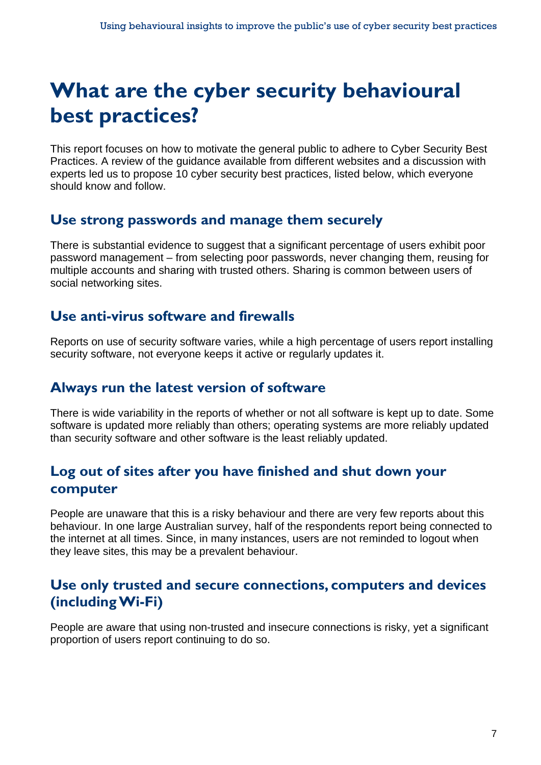# What are the cyber security behavioural best practices?

This report focuses on how to motivate the general public to adhere to Cyber Security Best Practices. A review of the guidance available from different websites and a discussion with experts led us to propose 10 cyber security best practices, listed below, which everyone should know and follow.

## Use strong passwords and manage them securely

There is substantial evidence to suggest that a significant percentage of users exhibit poor password management – from selecting poor passwords, never changing them, reusing for multiple accounts and sharing with trusted others. Sharing is common between users of social networking sites.

## Use anti-virus software and firewalls

Reports on use of security software varies, while a high percentage of users report installing security software, not everyone keeps it active or regularly updates it.

## Always run the latest version of software

There is wide variability in the reports of whether or not all software is kept up to date. Some software is updated more reliably than others; operating systems are more reliably updated than security software and other software is the least reliably updated.

## Log out of sites after you have finished and shut down your computer

People are unaware that this is a risky behaviour and there are very few reports about this behaviour. In one large Australian survey, half of the respondents report being connected to the internet at all times. Since, in many instances, users are not reminded to logout when they leave sites, this may be a prevalent behaviour.

## Use only trusted and secure connections, computers and devices (including Wi-Fi)

People are aware that using non-trusted and insecure connections is risky, yet a significant proportion of users report continuing to do so.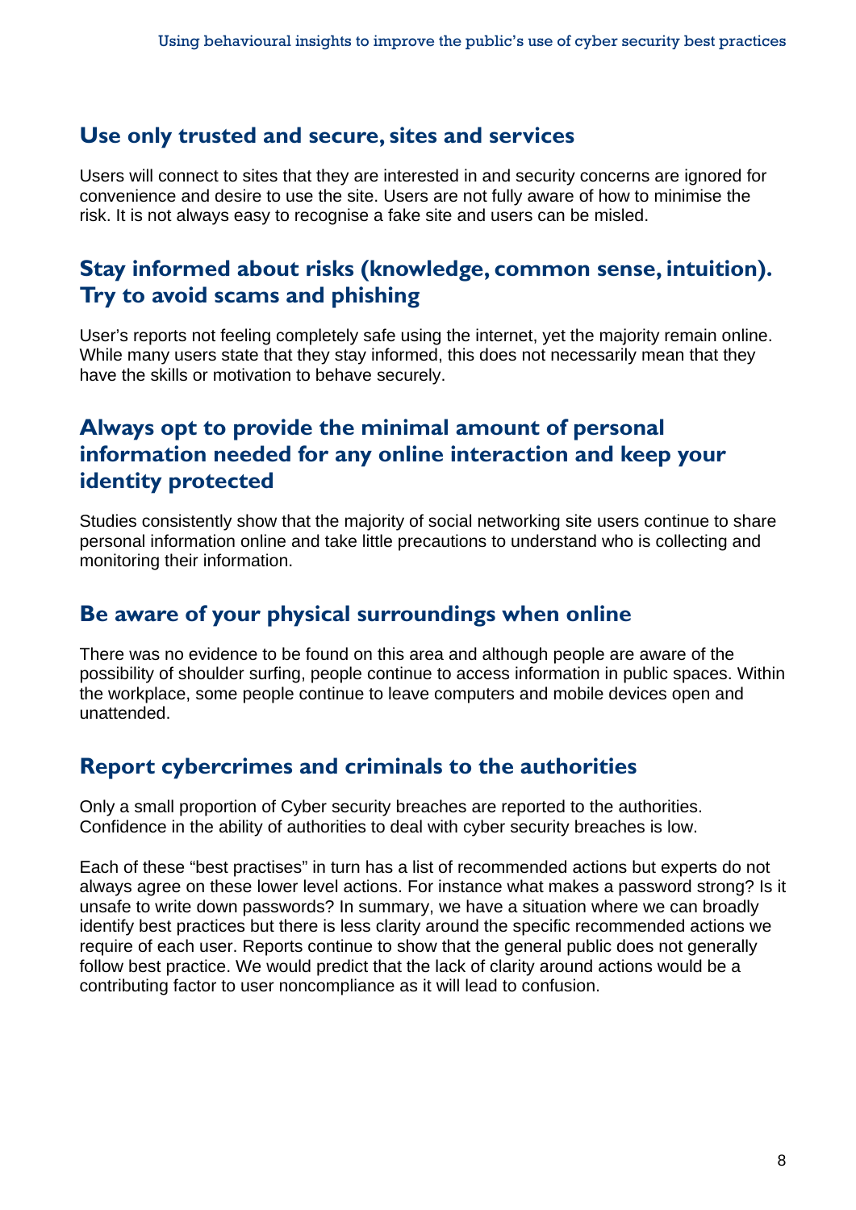## Use only trusted and secure, sites and services

Users will connect to sites that they are interested in and security concerns are ignored for convenience and desire to use the site. Users are not fully aware of how to minimise the risk. It is not always easy to recognise a fake site and users can be misled.

## Stay informed about risks (knowledge, common sense, intuition). Try to avoid scams and phishing

User's reports not feeling completely safe using the internet, yet the majority remain online. While many users state that they stay informed, this does not necessarily mean that they have the skills or motivation to behave securely.

## Always opt to provide the minimal amount of personal information needed for any online interaction and keep your identity protected

Studies consistently show that the majority of social networking site users continue to share personal information online and take little precautions to understand who is collecting and monitoring their information.

## Be aware of your physical surroundings when online

There was no evidence to be found on this area and although people are aware of the possibility of shoulder surfing, people continue to access information in public spaces. Within the workplace, some people continue to leave computers and mobile devices open and unattended.

## Report cybercrimes and criminals to the authorities

Only a small proportion of Cyber security breaches are reported to the authorities. Confidence in the ability of authorities to deal with cyber security breaches is low.

Each of these "best practises" in turn has a list of recommended actions but experts do not always agree on these lower level actions. For instance what makes a password strong? Is it unsafe to write down passwords? In summary, we have a situation where we can broadly identify best practices but there is less clarity around the specific recommended actions we require of each user. Reports continue to show that the general public does not generally follow best practice. We would predict that the lack of clarity around actions would be a contributing factor to user noncompliance as it will lead to confusion.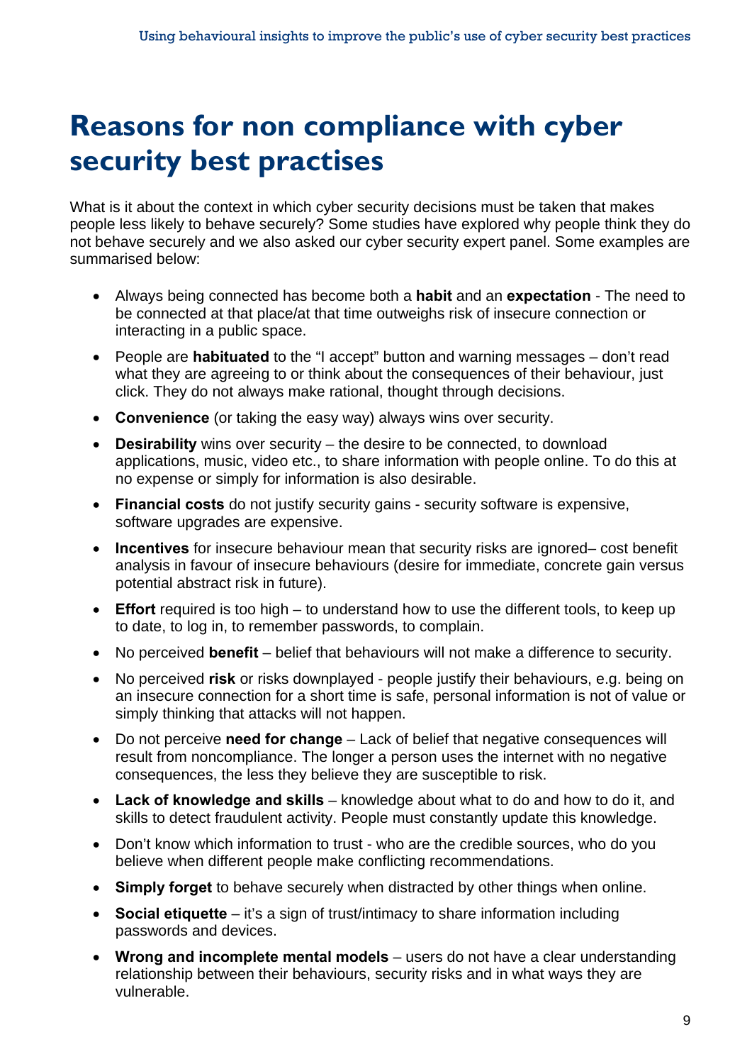# Reasons for non compliance with cyber security best practises

What is it about the context in which cyber security decisions must be taken that makes people less likely to behave securely? Some studies have explored why people think they do not behave securely and we also asked our cyber security expert panel. Some examples are summarised below:

- Always being connected has become both a **habit** and an **expectation** - The need to be connected at that place/at that time outweighs risk of insecure connection or interacting in a public space.
- People are **habituated** to the "I accept" button and warning messages – don't read what they are agreeing to or think about the consequences of their behaviour, just click. They do not always make rational, thought through decisions.
- **Convenience** (or taking the easy way) always wins over security.
- **Desirability** wins over security – the desire to be connected, to download applications, music, video etc., to share information with people online. To do this at no expense or simply for information is also desirable.
- **Financial costs** do not justify security gains - security software is expensive, software upgrades are expensive.
- **Incentives** for insecure behaviour mean that security risks are ignored– cost benefit analysis in favour of insecure behaviours (desire for immediate, concrete gain versus potential abstract risk in future).
- **Effort** required is too high – to understand how to use the different tools, to keep up to date, to log in, to remember passwords, to complain.
- No perceived **benefit** – belief that behaviours will not make a difference to security.
- No perceived **risk** or risks downplayed - people justify their behaviours, e.g. being on an insecure connection for a short time is safe, personal information is not of value or simply thinking that attacks will not happen.
- Do not perceive **need for change** – Lack of belief that negative consequences will result from noncompliance. The longer a person uses the internet with no negative consequences, the less they believe they are susceptible to risk.
- **Lack of knowledge and skills** – knowledge about what to do and how to do it, and skills to detect fraudulent activity. People must constantly update this knowledge.
- Don't know which information to trust - who are the credible sources, who do you believe when different people make conflicting recommendations.
- **Simply forget** to behave securely when distracted by other things when online.
- **Social etiquette** – it's a sign of trust/intimacy to share information including passwords and devices.
- **Wrong and incomplete mental models** – users do not have a clear understanding relationship between their behaviours, security risks and in what ways they are vulnerable.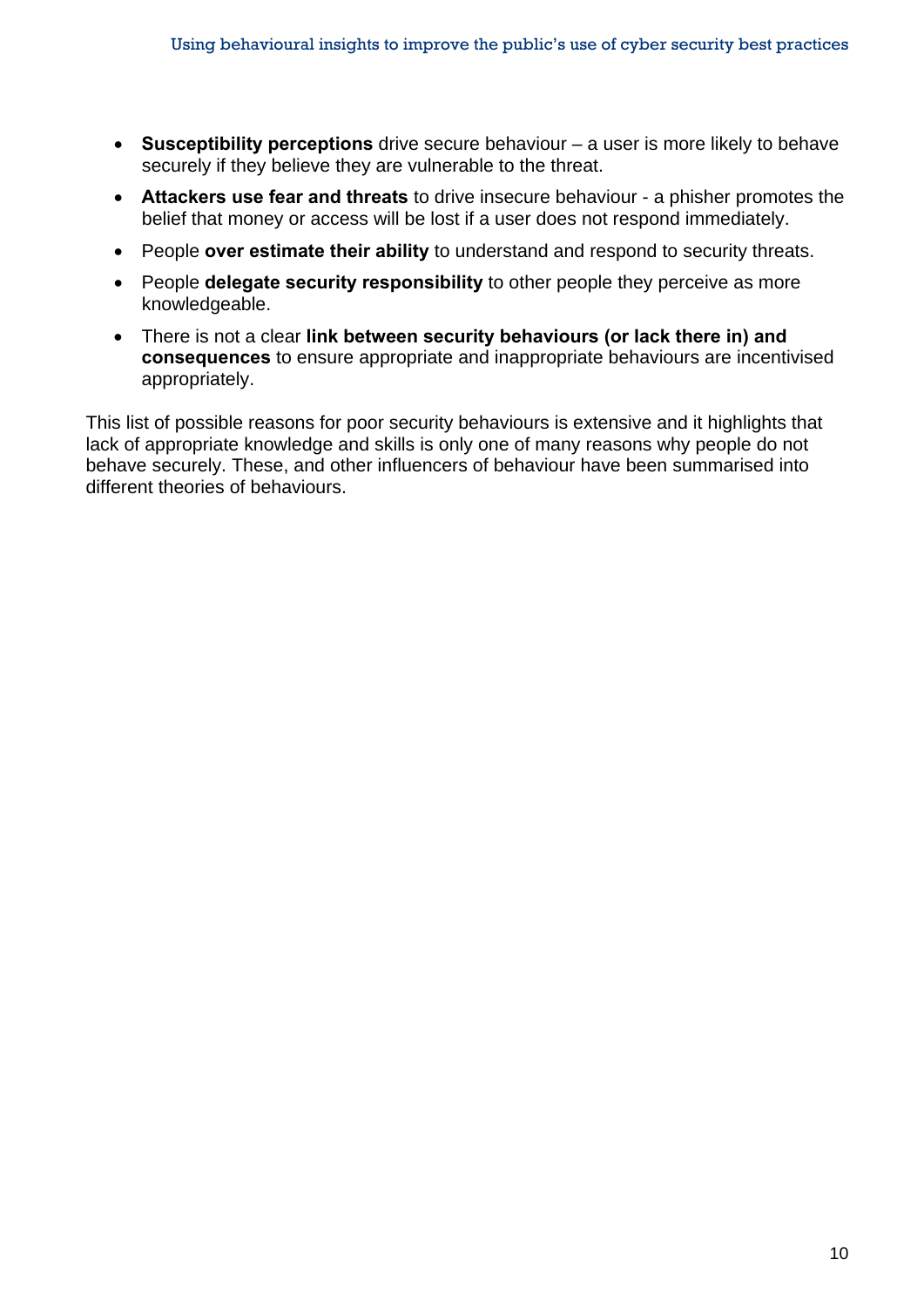- **Susceptibility perceptions** drive secure behaviour – a user is more likely to behave securely if they believe they are vulnerable to the threat.
- **Attackers use fear and threats** to drive insecure behaviour - a phisher promotes the belief that money or access will be lost if a user does not respond immediately.
- People **over estimate their ability** to understand and respond to security threats.
- People **delegate security responsibility** to other people they perceive as more knowledgeable.
- There is not a clear **link between security behaviours (or lack there in) and consequences** to ensure appropriate and inappropriate behaviours are incentivised appropriately.

This list of possible reasons for poor security behaviours is extensive and it highlights that lack of appropriate knowledge and skills is only one of many reasons why people do not behave securely. These, and other influencers of behaviour have been summarised into different theories of behaviours.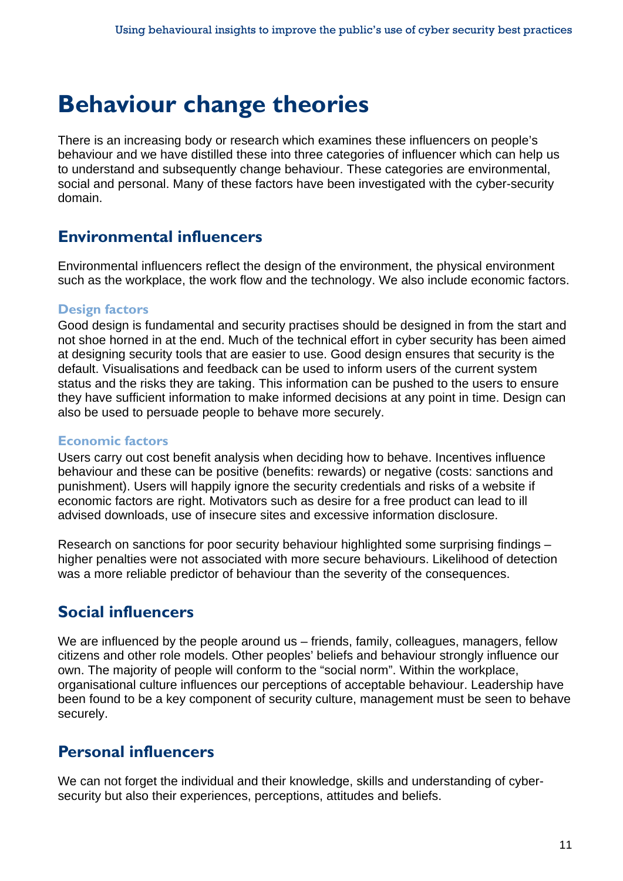# Behaviour change theories

There is an increasing body or research which examines these influencers on people's behaviour and we have distilled these into three categories of influencer which can help us to understand and subsequently change behaviour. These categories are environmental, social and personal. Many of these factors have been investigated with the cyber-security domain.

## Environmental influencers

Environmental influencers reflect the design of the environment, the physical environment such as the workplace, the work flow and the technology. We also include economic factors.

### Design factors

Good design is fundamental and security practises should be designed in from the start and not shoe horned in at the end. Much of the technical effort in cyber security has been aimed at designing security tools that are easier to use. Good design ensures that security is the default. Visualisations and feedback can be used to inform users of the current system status and the risks they are taking. This information can be pushed to the users to ensure they have sufficient information to make informed decisions at any point in time. Design can also be used to persuade people to behave more securely.

### Economic factors

Users carry out cost benefit analysis when deciding how to behave. Incentives influence behaviour and these can be positive (benefits: rewards) or negative (costs: sanctions and punishment). Users will happily ignore the security credentials and risks of a website if economic factors are right. Motivators such as desire for a free product can lead to ill advised downloads, use of insecure sites and excessive information disclosure.

Research on sanctions for poor security behaviour highlighted some surprising findings – higher penalties were not associated with more secure behaviours. Likelihood of detection was a more reliable predictor of behaviour than the severity of the consequences.

## Social influencers

We are influenced by the people around us – friends, family, colleagues, managers, fellow citizens and other role models. Other peoples' beliefs and behaviour strongly influence our own. The majority of people will conform to the "social norm". Within the workplace, organisational culture influences our perceptions of acceptable behaviour. Leadership have been found to be a key component of security culture, management must be seen to behave securely.

## Personal influencers

We can not forget the individual and their knowledge, skills and understanding of cyber-security but also their experiences, perceptions, attitudes and beliefs.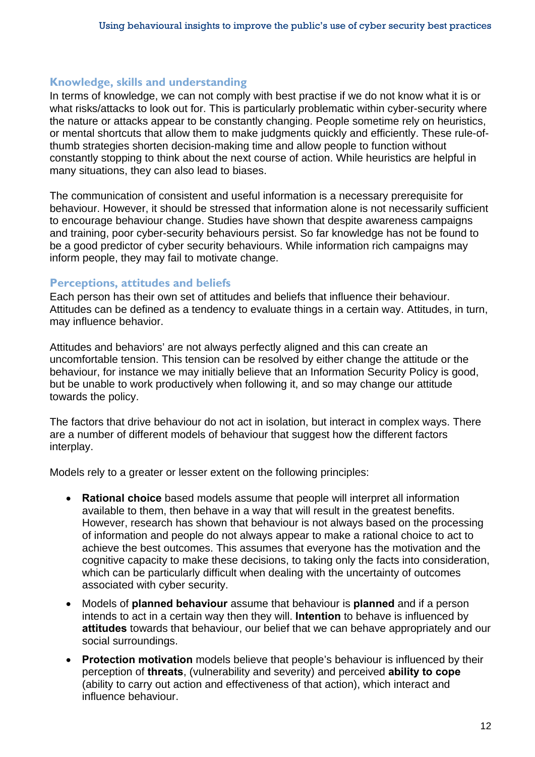## Knowledge, skills and understanding

In terms of knowledge, we can not comply with best practise if we do not know what it is or what risks/attacks to look out for. This is particularly problematic within cyber-security where the nature or attacks appear to be constantly changing. People sometime rely on heuristics, or mental shortcuts that allow them to make judgments quickly and efficiently. These rule-of-thumb strategies shorten decision-making time and allow people to function without constantly stopping to think about the next course of action. While heuristics are helpful in many situations, they can also lead to biases.

The communication of consistent and useful information is a necessary prerequisite for behaviour. However, it should be stressed that information alone is not necessarily sufficient to encourage behaviour change. Studies have shown that despite awareness campaigns and training, poor cyber-security behaviours persist. So far knowledge has not be found to be a good predictor of cyber security behaviours. While information rich campaigns may inform people, they may fail to motivate change.

## Perceptions, attitudes and beliefs

Each person has their own set of attitudes and beliefs that influence their behaviour. Attitudes can be defined as a tendency to evaluate things in a certain way. Attitudes, in turn, may influence behavior.

Attitudes and behaviors' are not always perfectly aligned and this can create an uncomfortable tension. This tension can be resolved by either change the attitude or the behaviour, for instance we may initially believe that an Information Security Policy is good, but be unable to work productively when following it, and so may change our attitude towards the policy.

The factors that drive behaviour do not act in isolation, but interact in complex ways. There are a number of different models of behaviour that suggest how the different factors interplay.

Models rely to a greater or lesser extent on the following principles:

- **Rational choice** based models assume that people will interpret all information available to them, then behave in a way that will result in the greatest benefits. However, research has shown that behaviour is not always based on the processing of information and people do not always appear to make a rational choice to act to achieve the best outcomes. This assumes that everyone has the motivation and the cognitive capacity to make these decisions, to taking only the facts into consideration, which can be particularly difficult when dealing with the uncertainty of outcomes associated with cyber security.
- Models of **planned behaviour** assume that behaviour is **planned** and if a person intends to act in a certain way then they will. **Intention** to behave is influenced by **attitudes** towards that behaviour, our belief that we can behave appropriately and our social surroundings.
- **Protection motivation** models believe that people's behaviour is influenced by their perception of **threats**, (vulnerability and severity) and perceived **ability to cope** (ability to carry out action and effectiveness of that action), which interact and influence behaviour.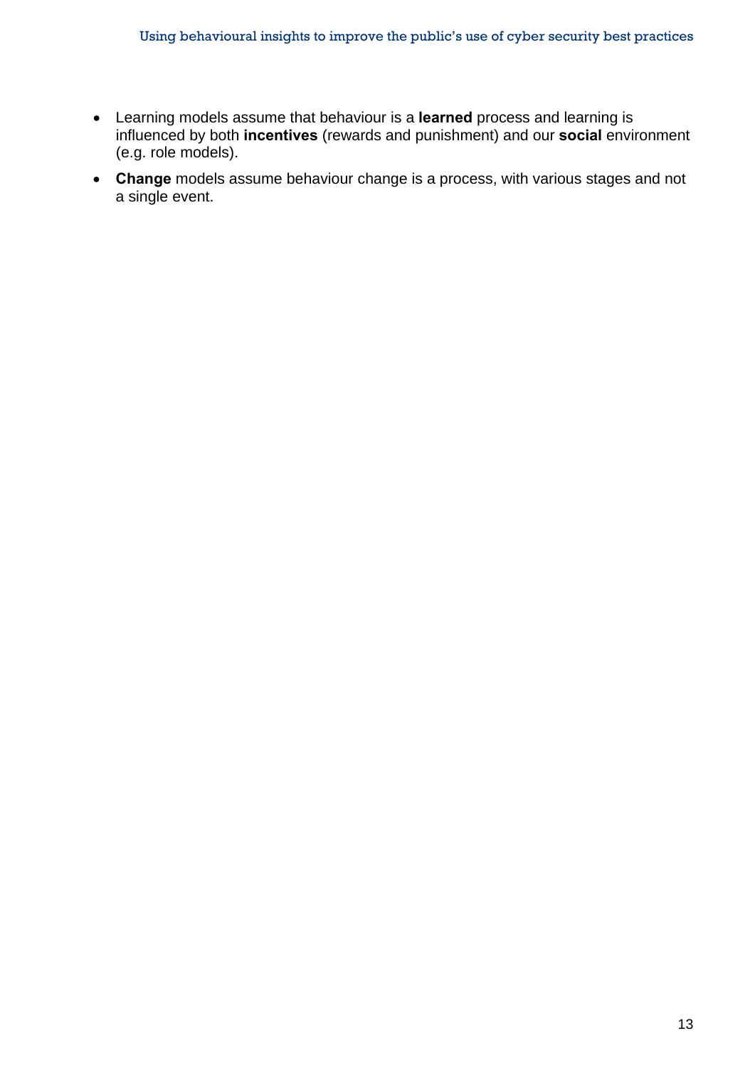- Learning models assume that behaviour is a **learned** process and learning is influenced by both **incentives** (rewards and punishment) and our **social** environment (e.g. role models).
- **Change** models assume behaviour change is a process, with various stages and not a single event.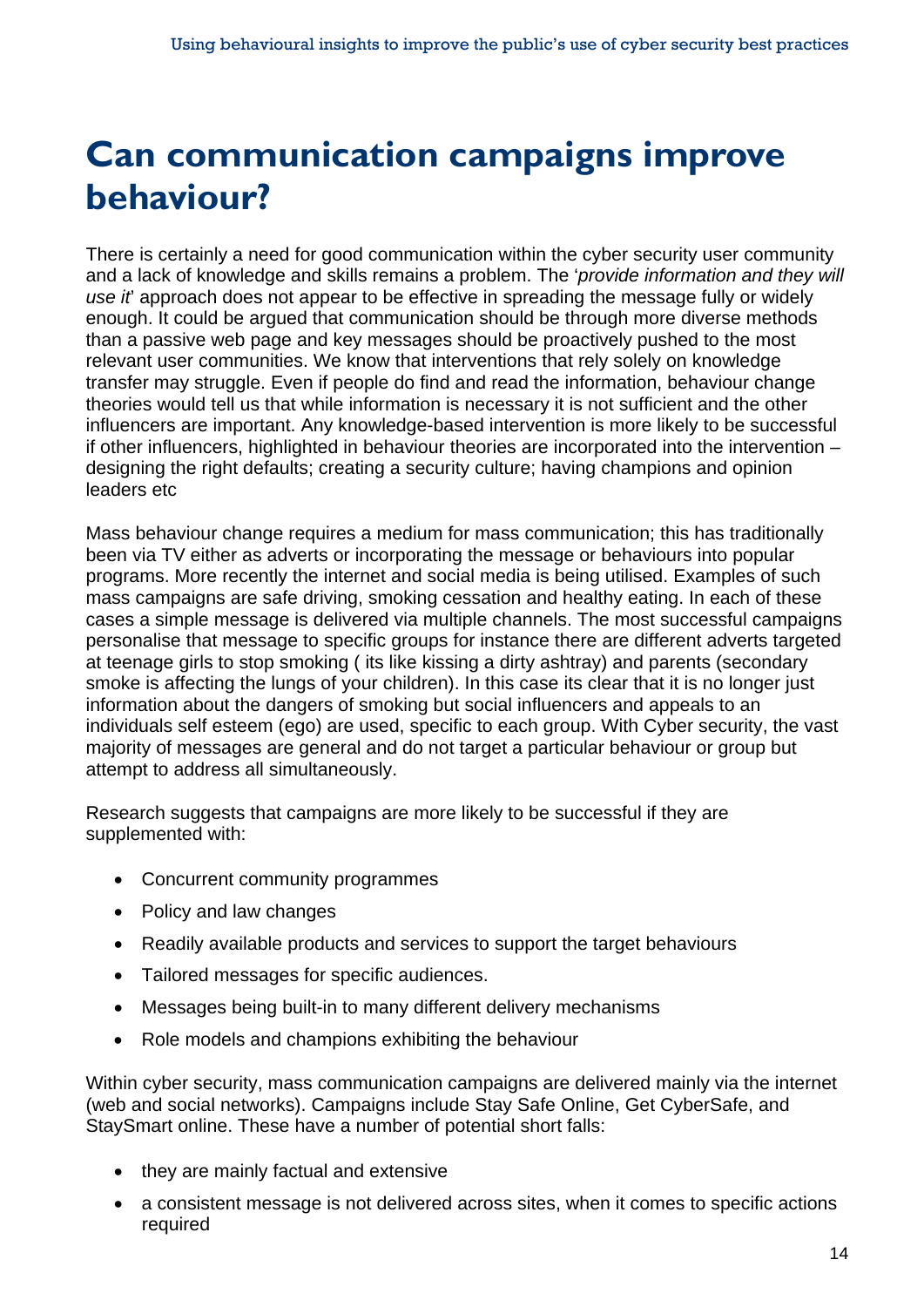# Can communication campaigns improve behaviour?

There is certainly a need for good communication within the cyber security user community and a lack of knowledge and skills remains a problem. The '*provide information and they will use it*' approach does not appear to be effective in spreading the message fully or widely enough. It could be argued that communication should be through more diverse methods than a passive web page and key messages should be proactively pushed to the most relevant user communities. We know that interventions that rely solely on knowledge transfer may struggle. Even if people do find and read the information, behaviour change theories would tell us that while information is necessary it is not sufficient and the other influencers are important. Any knowledge-based intervention is more likely to be successful if other influencers, highlighted in behaviour theories are incorporated into the intervention – designing the right defaults; creating a security culture; having champions and opinion leaders etc

Mass behaviour change requires a medium for mass communication; this has traditionally been via TV either as adverts or incorporating the message or behaviours into popular programs. More recently the internet and social media is being utilised. Examples of such mass campaigns are safe driving, smoking cessation and healthy eating. In each of these cases a simple message is delivered via multiple channels. The most successful campaigns personalise that message to specific groups for instance there are different adverts targeted at teenage girls to stop smoking ( its like kissing a dirty ashtray) and parents (secondary smoke is affecting the lungs of your children). In this case its clear that it is no longer just information about the dangers of smoking but social influencers and appeals to an individuals self esteem (ego) are used, specific to each group. With Cyber security, the vast majority of messages are general and do not target a particular behaviour or group but attempt to address all simultaneously.

Research suggests that campaigns are more likely to be successful if they are supplemented with:

- Concurrent community programmes
- Policy and law changes
- Readily available products and services to support the target behaviours
- Tailored messages for specific audiences.
- Messages being built-in to many different delivery mechanisms
- Role models and champions exhibiting the behaviour

Within cyber security, mass communication campaigns are delivered mainly via the internet (web and social networks). Campaigns include Stay Safe Online, Get CyberSafe, and StaySmart online. These have a number of potential short falls:

- they are mainly factual and extensive
- a consistent message is not delivered across sites, when it comes to specific actions required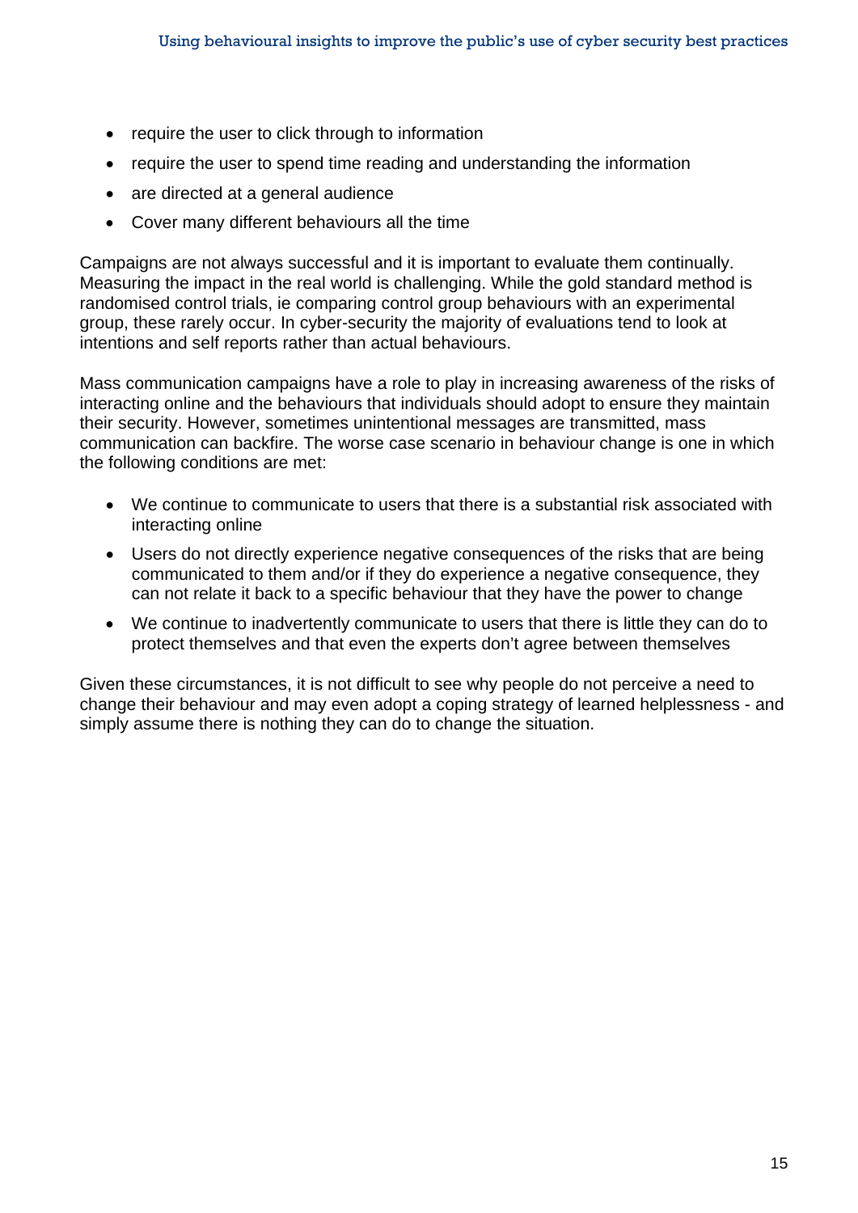- require the user to click through to information
- require the user to spend time reading and understanding the information
- are directed at a general audience
- Cover many different behaviours all the time

Campaigns are not always successful and it is important to evaluate them continually. Measuring the impact in the real world is challenging. While the gold standard method is randomised control trials, ie comparing control group behaviours with an experimental group, these rarely occur. In cyber-security the majority of evaluations tend to look at intentions and self reports rather than actual behaviours.

Mass communication campaigns have a role to play in increasing awareness of the risks of interacting online and the behaviours that individuals should adopt to ensure they maintain their security. However, sometimes unintentional messages are transmitted, mass communication can backfire. The worse case scenario in behaviour change is one in which the following conditions are met:

- We continue to communicate to users that there is a substantial risk associated with interacting online
- Users do not directly experience negative consequences of the risks that are being communicated to them and/or if they do experience a negative consequence, they can not relate it back to a specific behaviour that they have the power to change
- We continue to inadvertently communicate to users that there is little they can do to protect themselves and that even the experts don't agree between themselves

Given these circumstances, it is not difficult to see why people do not perceive a need to change their behaviour and may even adopt a coping strategy of learned helplessness - and simply assume there is nothing they can do to change the situation.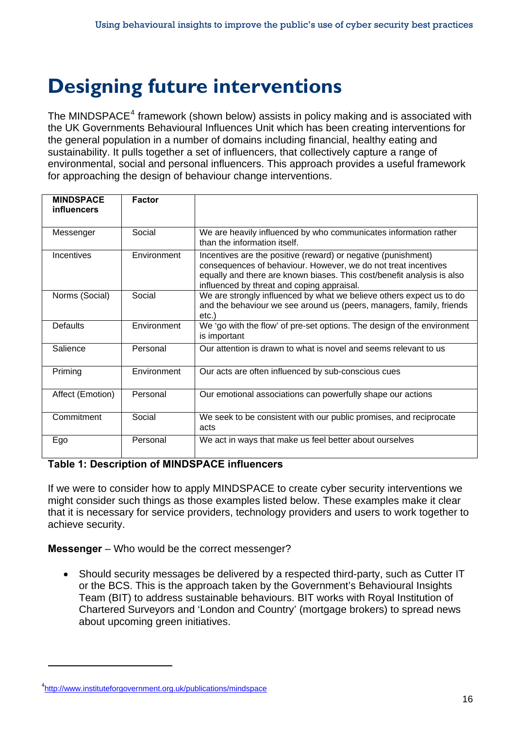# Designing future interventions

The MINDSPACE[4] framework (shown below) assists in policy making and is associated with the UK Governments Behavioural Influences Unit which has been creating interventions for the general population in a number of domains including financial, healthy eating and sustainability. It pulls together a set of influencers, that collectively capture a range of environmental, social and personal influencers. This approach provides a useful framework for approaching the design of behaviour change interventions.

| MINDSPACE influencers | Factor | |
|---|---|---|
| Messenger | Social | We are heavily influenced by who communicates information rather than the information itself. |
| Incentives | Environment | Incentives are the positive (reward) or negative (punishment) consequences of behaviour. However, we do not treat incentives equally and there are known biases. This cost/benefit analysis is also influenced by threat and coping appraisal. |
| Norms (Social) | Social | We are strongly influenced by what we believe others expect us to do and the behaviour we see around us (peers, managers, family, friends etc.) |
| Defaults | Environment | We 'go with the flow' of pre-set options. The design of the environment is important |
| Salience | Personal | Our attention is drawn to what is novel and seems relevant to us |
| Priming | Environment | Our acts are often influenced by sub-conscious cues |
| Affect (Emotion) | Personal | Our emotional associations can powerfully shape our actions |
| Commitment | Social | We seek to be consistent with our public promises, and reciprocate acts |
| Ego | Personal | We act in ways that make us feel better about ourselves |

**Table 1: Description of MINDSPACE influencers**

If we were to consider how to apply MINDSPACE to create cyber security interventions we might consider such things as those examples listed below. These examples make it clear that it is necessary for service providers, technology providers and users to work together to achieve security.

**Messenger** – Who would be the correct messenger?

- Should security messages be delivered by a respected third-party, such as Cutter IT or the BCS. This is the approach taken by the Government's Behavioural Insights Team (BIT) to address sustainable behaviours. BIT works with Royal Institution of Chartered Surveyors and 'London and Country' (mortgage brokers) to spread news about upcoming green initiatives.

[4] http://www.instituteforgovernment.org.uk/publications/mindspace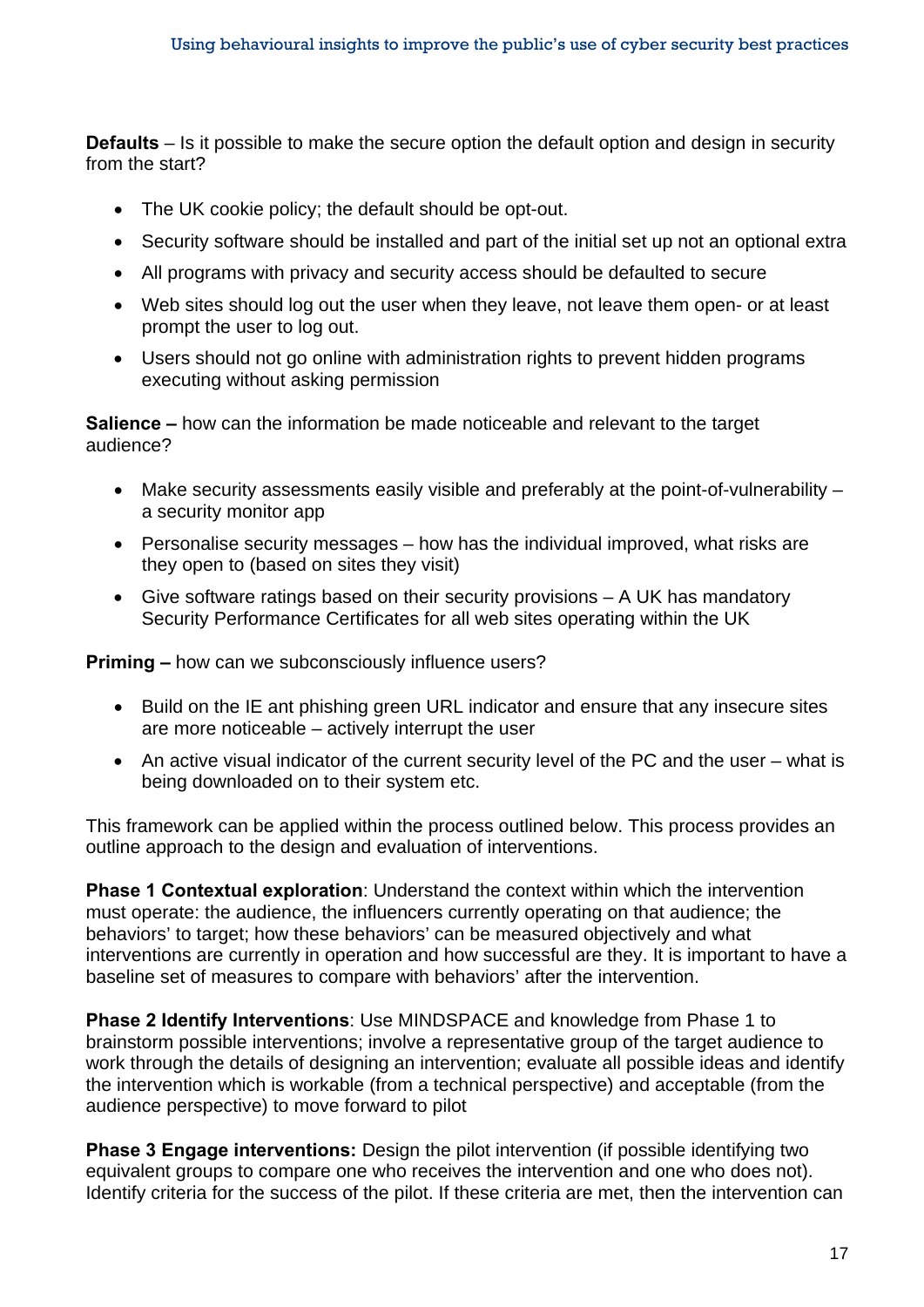**Defaults** – Is it possible to make the secure option the default option and design in security from the start?

- The UK cookie policy; the default should be opt-out.
- Security software should be installed and part of the initial set up not an optional extra
- All programs with privacy and security access should be defaulted to secure
- Web sites should log out the user when they leave, not leave them open- or at least prompt the user to log out.
- Users should not go online with administration rights to prevent hidden programs executing without asking permission

**Salience –** how can the information be made noticeable and relevant to the target audience?

- Make security assessments easily visible and preferably at the point-of-vulnerability – a security monitor app
- Personalise security messages – how has the individual improved, what risks are they open to (based on sites they visit)
- Give software ratings based on their security provisions – A UK has mandatory Security Performance Certificates for all web sites operating within the UK

**Priming –** how can we subconsciously influence users?

- Build on the IE ant phishing green URL indicator and ensure that any insecure sites are more noticeable – actively interrupt the user
- An active visual indicator of the current security level of the PC and the user – what is being downloaded on to their system etc.

This framework can be applied within the process outlined below. This process provides an outline approach to the design and evaluation of interventions.

**Phase 1 Contextual exploration**: Understand the context within which the intervention must operate: the audience, the influencers currently operating on that audience; the behaviors' to target; how these behaviors' can be measured objectively and what interventions are currently in operation and how successful are they. It is important to have a baseline set of measures to compare with behaviors' after the intervention.

**Phase 2 Identify Interventions**: Use MINDSPACE and knowledge from Phase 1 to brainstorm possible interventions; involve a representative group of the target audience to work through the details of designing an intervention; evaluate all possible ideas and identify the intervention which is workable (from a technical perspective) and acceptable (from the audience perspective) to move forward to pilot

**Phase 3 Engage interventions:** Design the pilot intervention (if possible identifying two equivalent groups to compare one who receives the intervention and one who does not). Identify criteria for the success of the pilot. If these criteria are met, then the intervention can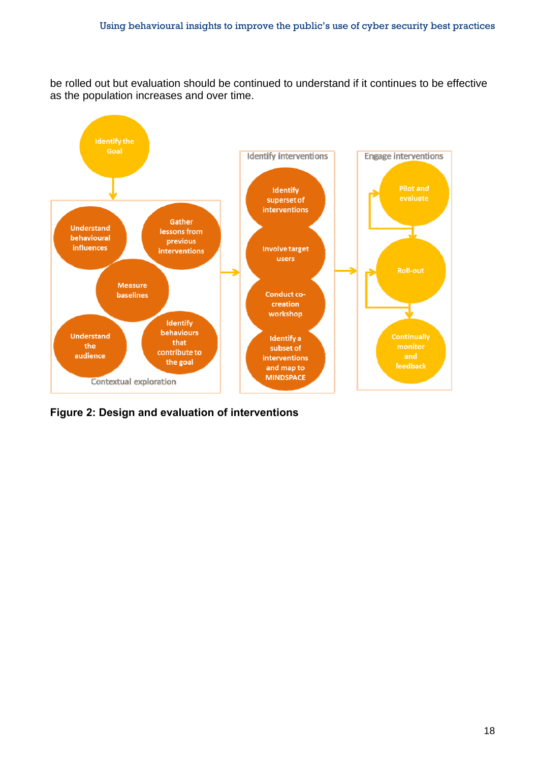be rolled out but evaluation should be continued to understand if it continues to be effective as the population increases and over time.

Identify the Goal

**Contextual exploration**
- Understand behavioural influences
- Gather lessons from previous interventions
- Measure baselines
- Understand the audience
- Identify behaviours that contribute to the goal

**Identify interventions**
- Identify superset of interventions
- Involve target users
- Conduct co-creation workshop
- Identify a subset of interventions and map to MINDSPACE

**Engage interventions**
- Pilot and evaluate
- Roll-out
- Continually monitor and feedback

**Figure 2: Design and evaluation of interventions**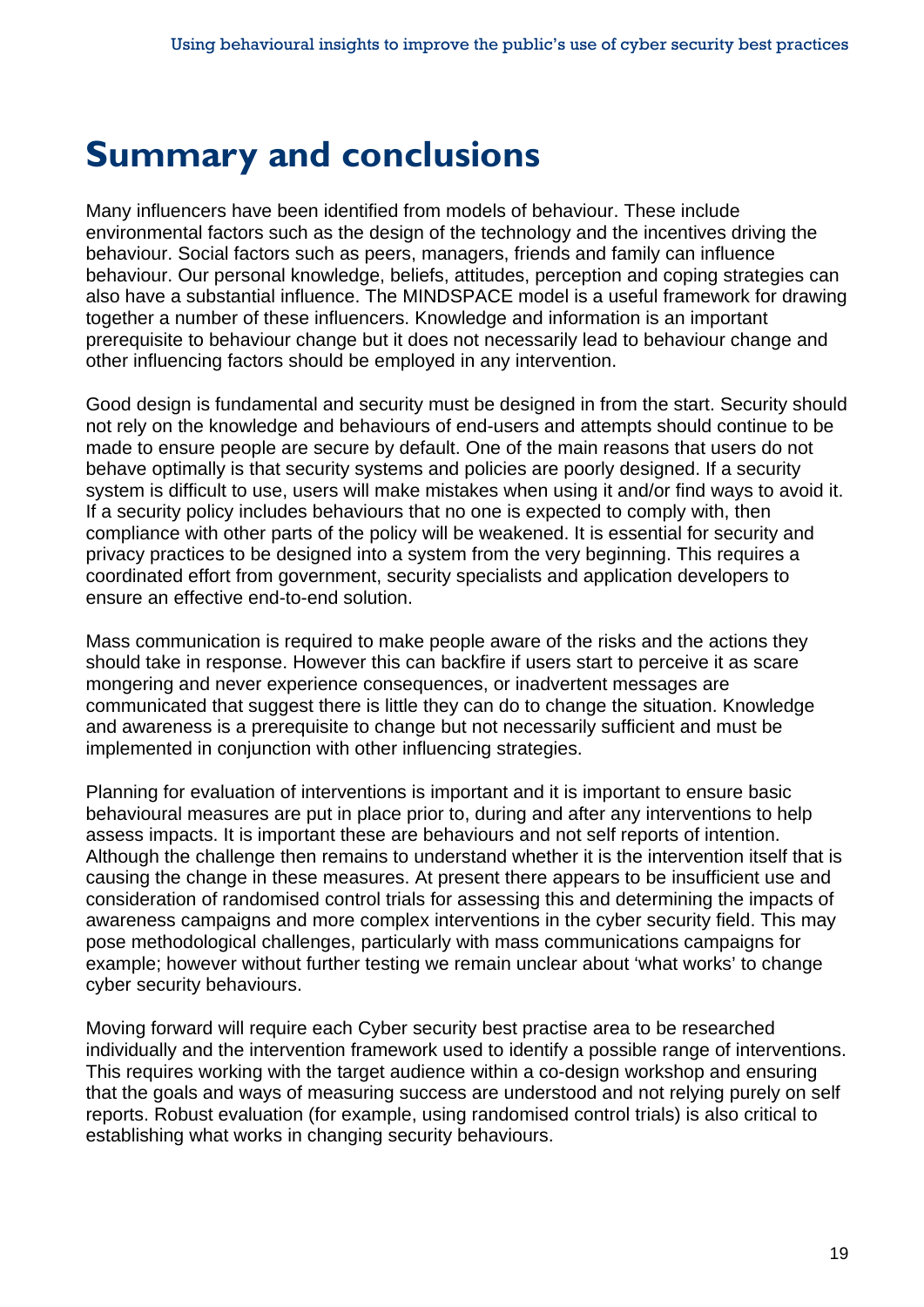# Summary and conclusions

Many influencers have been identified from models of behaviour. These include environmental factors such as the design of the technology and the incentives driving the behaviour. Social factors such as peers, managers, friends and family can influence behaviour. Our personal knowledge, beliefs, attitudes, perception and coping strategies can also have a substantial influence. The MINDSPACE model is a useful framework for drawing together a number of these influencers. Knowledge and information is an important prerequisite to behaviour change but it does not necessarily lead to behaviour change and other influencing factors should be employed in any intervention.

Good design is fundamental and security must be designed in from the start. Security should not rely on the knowledge and behaviours of end-users and attempts should continue to be made to ensure people are secure by default. One of the main reasons that users do not behave optimally is that security systems and policies are poorly designed. If a security system is difficult to use, users will make mistakes when using it and/or find ways to avoid it. If a security policy includes behaviours that no one is expected to comply with, then compliance with other parts of the policy will be weakened. It is essential for security and privacy practices to be designed into a system from the very beginning. This requires a coordinated effort from government, security specialists and application developers to ensure an effective end-to-end solution.

Mass communication is required to make people aware of the risks and the actions they should take in response. However this can backfire if users start to perceive it as scare mongering and never experience consequences, or inadvertent messages are communicated that suggest there is little they can do to change the situation. Knowledge and awareness is a prerequisite to change but not necessarily sufficient and must be implemented in conjunction with other influencing strategies.

Planning for evaluation of interventions is important and it is important to ensure basic behavioural measures are put in place prior to, during and after any interventions to help assess impacts. It is important these are behaviours and not self reports of intention. Although the challenge then remains to understand whether it is the intervention itself that is causing the change in these measures. At present there appears to be insufficient use and consideration of randomised control trials for assessing this and determining the impacts of awareness campaigns and more complex interventions in the cyber security field. This may pose methodological challenges, particularly with mass communications campaigns for example; however without further testing we remain unclear about 'what works' to change cyber security behaviours.

Moving forward will require each Cyber security best practise area to be researched individually and the intervention framework used to identify a possible range of interventions. This requires working with the target audience within a co-design workshop and ensuring that the goals and ways of measuring success are understood and not relying purely on self reports. Robust evaluation (for example, using randomised control trials) is also critical to establishing what works in changing security behaviours.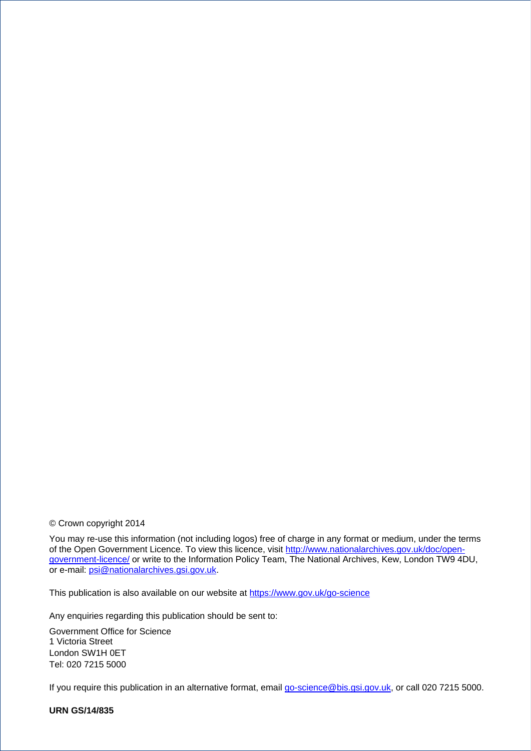© Crown copyright 2014

You may re-use this information (not including logos) free of charge in any format or medium, under the terms of the Open Government Licence. To view this licence, visit http://www.nationalarchives.gov.uk/doc/open-government-licence/ or write to the Information Policy Team, The National Archives, Kew, London TW9 4DU, or e-mail: psi@nationalarchives.gsi.gov.uk.

This publication is also available on our website at https://www.gov.uk/go-science

Any enquiries regarding this publication should be sent to:

Government Office for Science
1 Victoria Street
London SW1H 0ET
Tel: 020 7215 5000

If you require this publication in an alternative format, email go-science@bis.gsi.gov.uk, or call 020 7215 5000.

**URN GS/14/835**